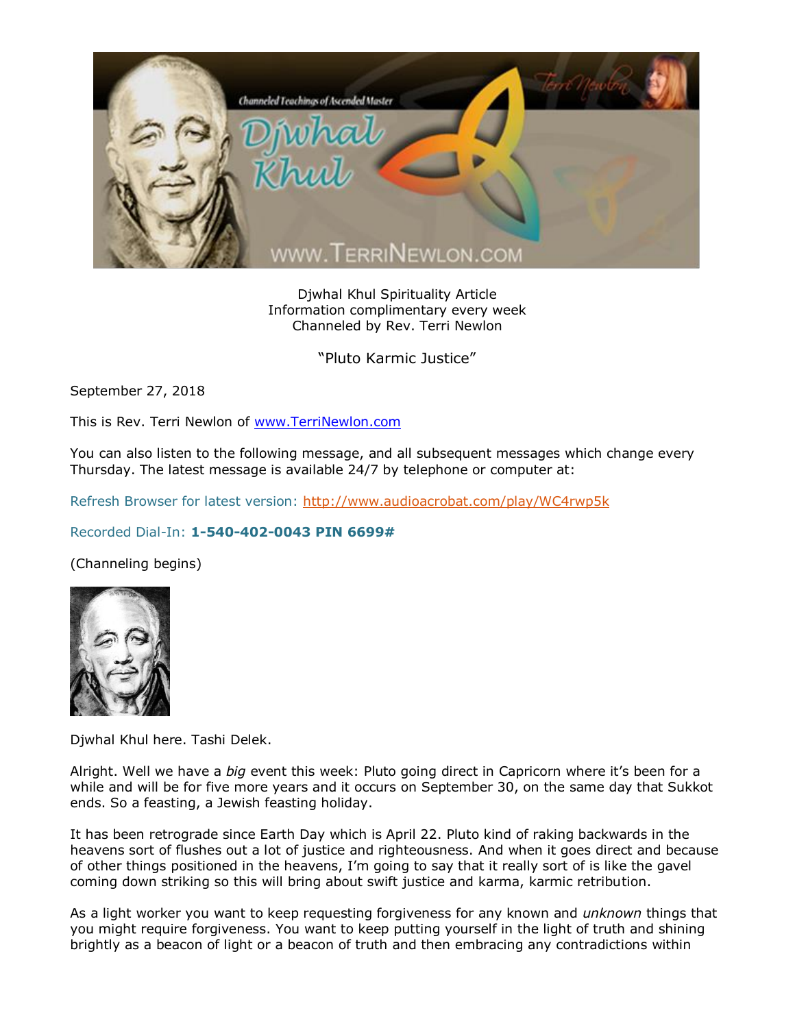Djwhal Khul Spirituality Article
Information complimentary every week
Channeled by Rev. Terri Newlon

"Pluto Karmic Justice"

September 27, 2018

This is Rev. Terri Newlon of www.TerriNewlon.com

You can also listen to the following message, and all subsequent messages which change every Thursday. The latest message is available 24/7 by telephone or computer at:

Refresh Browser for latest version: http://www.audioacrobat.com/play/WC4rwp5k

Recorded Dial-In: **1-540-402-0043 PIN 6699#**

(Channeling begins)

Djwhal Khul here. Tashi Delek.

Alright. Well we have a *big* event this week: Pluto going direct in Capricorn where it's been for a while and will be for five more years and it occurs on September 30, on the same day that Sukkot ends. So a feasting, a Jewish feasting holiday.

It has been retrograde since Earth Day which is April 22. Pluto kind of raking backwards in the heavens sort of flushes out a lot of justice and righteousness. And when it goes direct and because of other things positioned in the heavens, I'm going to say that it really sort of is like the gavel coming down striking so this will bring about swift justice and karma, karmic retribution.

As a light worker you want to keep requesting forgiveness for any known and *unknown* things that you might require forgiveness. You want to keep putting yourself in the light of truth and shining brightly as a beacon of light or a beacon of truth and then embracing any contradictions within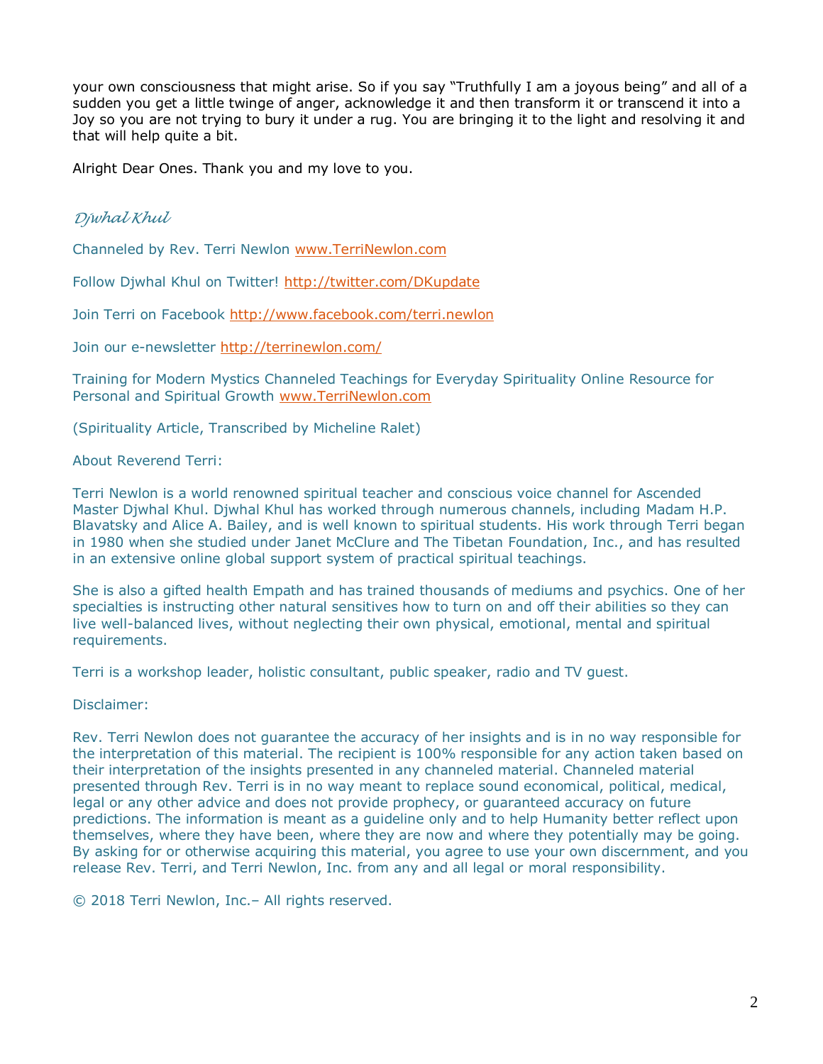your own consciousness that might arise. So if you say "Truthfully I am a joyous being" and all of a sudden you get a little twinge of anger, acknowledge it and then transform it or transcend it into a Joy so you are not trying to bury it under a rug. You are bringing it to the light and resolving it and that will help quite a bit.

Alright Dear Ones. Thank you and my love to you.

*Djwhal Khul*

Channeled by Rev. Terri Newlon www.TerriNewlon.com

Follow Djwhal Khul on Twitter! http://twitter.com/DKupdate

Join Terri on Facebook http://www.facebook.com/terri.newlon

Join our e-newsletter http://terrinewlon.com/

Training for Modern Mystics Channeled Teachings for Everyday Spirituality Online Resource for Personal and Spiritual Growth www.TerriNewlon.com

(Spirituality Article, Transcribed by Micheline Ralet)

About Reverend Terri:

Terri Newlon is a world renowned spiritual teacher and conscious voice channel for Ascended Master Djwhal Khul. Djwhal Khul has worked through numerous channels, including Madam H.P. Blavatsky and Alice A. Bailey, and is well known to spiritual students. His work through Terri began in 1980 when she studied under Janet McClure and The Tibetan Foundation, Inc., and has resulted in an extensive online global support system of practical spiritual teachings.

She is also a gifted health Empath and has trained thousands of mediums and psychics. One of her specialties is instructing other natural sensitives how to turn on and off their abilities so they can live well-balanced lives, without neglecting their own physical, emotional, mental and spiritual requirements.

Terri is a workshop leader, holistic consultant, public speaker, radio and TV guest.

Disclaimer:

Rev. Terri Newlon does not guarantee the accuracy of her insights and is in no way responsible for the interpretation of this material. The recipient is 100% responsible for any action taken based on their interpretation of the insights presented in any channeled material. Channeled material presented through Rev. Terri is in no way meant to replace sound economical, political, medical, legal or any other advice and does not provide prophecy, or guaranteed accuracy on future predictions. The information is meant as a guideline only and to help Humanity better reflect upon themselves, where they have been, where they are now and where they potentially may be going. By asking for or otherwise acquiring this material, you agree to use your own discernment, and you release Rev. Terri, and Terri Newlon, Inc. from any and all legal or moral responsibility.

© 2018 Terri Newlon, Inc.– All rights reserved.